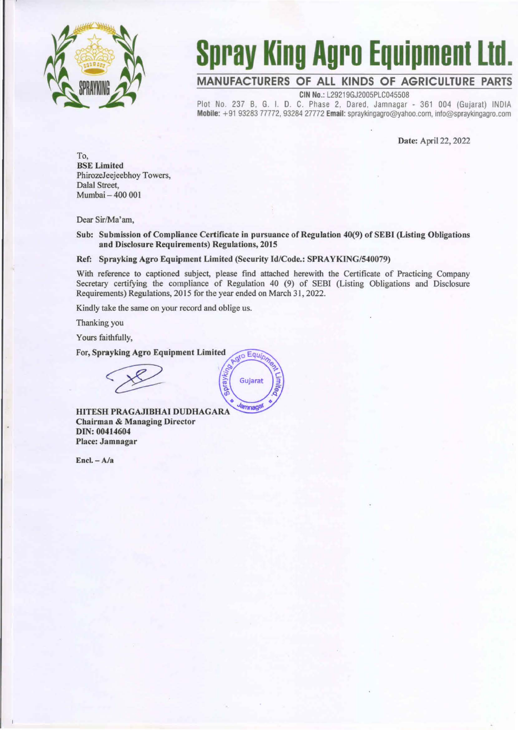# Spray King Agro Equipment Ltd.

**MANUFACTURERS OF ALL KINDS OF AGRICULTURE PARTS**

**CIN No.:** L29219GJ2005PLC045508

Plot No. 237 B, G. I. D. C. Phase 2, Dared, Jamnagar - 361 004 (Gujarat) INDIA

**Mobile:** +91 93283 77772, 93284 27772 **Email:** spraykingagro@yahoo.com, info@spraykingagro.com

**Date:** April 22, 2022

To,
**BSE Limited**
PhirozeJeejeebhoy Towers,
Dalal Street,
Mumbai – 400 001

Dear Sir/Ma'am,

**Sub: Submission of Compliance Certificate in pursuance of Regulation 40(9) of SEBI (Listing Obligations and Disclosure Requirements) Regulations, 2015**

**Ref: Sprayking Agro Equipment Limited (Security Id/Code.: SPRAYKING/540079)**

With reference to captioned subject, please find attached herewith the Certificate of Practicing Company Secretary certifying the compliance of Regulation 40 (9) of SEBI (Listing Obligations and Disclosure Requirements) Regulations, 2015 for the year ended on March 31, 2022.

Kindly take the same on your record and oblige us.

Thanking you

Yours faithfully,

**For, Sprayking Agro Equipment Limited**

**HITESH PRAGAJIBHAI DUDHAGARA**
**Chairman & Managing Director**
**DIN: 00414604**
**Place: Jamnagar**

**Encl. – A/a**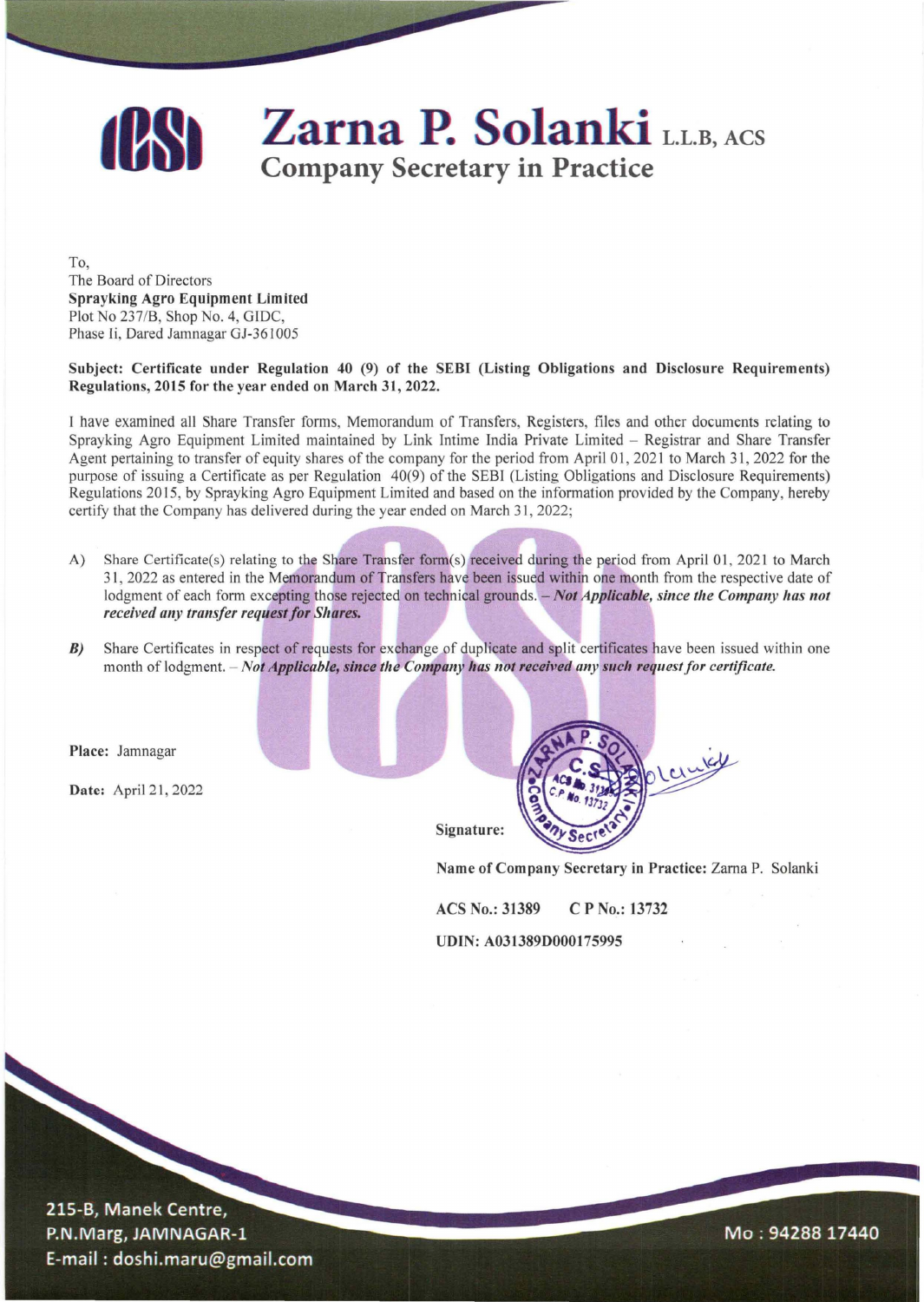# Zarna P. Solanki L.L.B, ACS
## Company Secretary in Practice

To,
The Board of Directors
**Sprayking Agro Equipment Limited**
Plot No 237/B, Shop No. 4, GIDC,
Phase Ii, Dared Jamnagar GJ-361005

**Subject: Certificate under Regulation 40 (9) of the SEBI (Listing Obligations and Disclosure Requirements) Regulations, 2015 for the year ended on March 31, 2022.**

I have examined all Share Transfer forms, Memorandum of Transfers, Registers, files and other documents relating to Sprayking Agro Equipment Limited maintained by Link Intime India Private Limited – Registrar and Share Transfer Agent pertaining to transfer of equity shares of the company for the period from April 01, 2021 to March 31, 2022 for the purpose of issuing a Certificate as per Regulation 40(9) of the SEBI (Listing Obligations and Disclosure Requirements) Regulations 2015, by Sprayking Agro Equipment Limited and based on the information provided by the Company, hereby certify that the Company has delivered during the year ended on March 31, 2022;

A) Share Certificate(s) relating to the Share Transfer form(s) received during the period from April 01, 2021 to March 31, 2022 as entered in the Memorandum of Transfers have been issued within one month from the respective date of lodgment of each form excepting those rejected on technical grounds. – ***Not Applicable, since the Company has not received any transfer request for Shares.***

***B)*** Share Certificates in respect of requests for exchange of duplicate and split certificates have been issued within one month of lodgment. – ***Not Applicable, since the Company has not received any such request for certificate.***

**Place:** Jamnagar

**Date:** April 21, 2022

**Signature:**

**Name of Company Secretary in Practice:** Zarna P. Solanki

**ACS No.: 31389** **C P No.: 13732**

**UDIN: A031389D000175995**

215-B, Manek Centre,
P.N.Marg, JAMNAGAR-1
E-mail : doshi.maru@gmail.com

Mo : 94288 17440